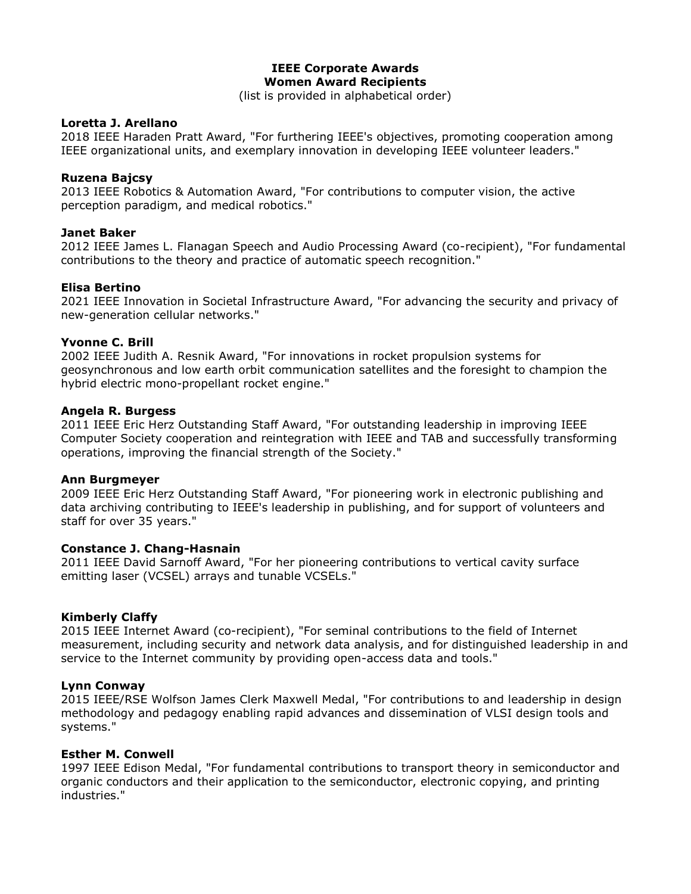# IEEE Corporate Awards
## Women Award Recipients

(list is provided in alphabetical order)

**Loretta J. Arellano**
2018 IEEE Haraden Pratt Award, "For furthering IEEE's objectives, promoting cooperation among IEEE organizational units, and exemplary innovation in developing IEEE volunteer leaders."

**Ruzena Bajcsy**
2013 IEEE Robotics & Automation Award, "For contributions to computer vision, the active perception paradigm, and medical robotics."

**Janet Baker**
2012 IEEE James L. Flanagan Speech and Audio Processing Award (co-recipient), "For fundamental contributions to the theory and practice of automatic speech recognition."

**Elisa Bertino**
2021 IEEE Innovation in Societal Infrastructure Award, "For advancing the security and privacy of new-generation cellular networks."

**Yvonne C. Brill**
2002 IEEE Judith A. Resnik Award, "For innovations in rocket propulsion systems for geosynchronous and low earth orbit communication satellites and the foresight to champion the hybrid electric mono-propellant rocket engine."

**Angela R. Burgess**
2011 IEEE Eric Herz Outstanding Staff Award, "For outstanding leadership in improving IEEE Computer Society cooperation and reintegration with IEEE and TAB and successfully transforming operations, improving the financial strength of the Society."

**Ann Burgmeyer**
2009 IEEE Eric Herz Outstanding Staff Award, "For pioneering work in electronic publishing and data archiving contributing to IEEE's leadership in publishing, and for support of volunteers and staff for over 35 years."

**Constance J. Chang-Hasnain**
2011 IEEE David Sarnoff Award, "For her pioneering contributions to vertical cavity surface emitting laser (VCSEL) arrays and tunable VCSELs."

**Kimberly Claffy**
2015 IEEE Internet Award (co-recipient), "For seminal contributions to the field of Internet measurement, including security and network data analysis, and for distinguished leadership in and service to the Internet community by providing open-access data and tools."

**Lynn Conway**
2015 IEEE/RSE Wolfson James Clerk Maxwell Medal, "For contributions to and leadership in design methodology and pedagogy enabling rapid advances and dissemination of VLSI design tools and systems."

**Esther M. Conwell**
1997 IEEE Edison Medal, "For fundamental contributions to transport theory in semiconductor and organic conductors and their application to the semiconductor, electronic copying, and printing industries."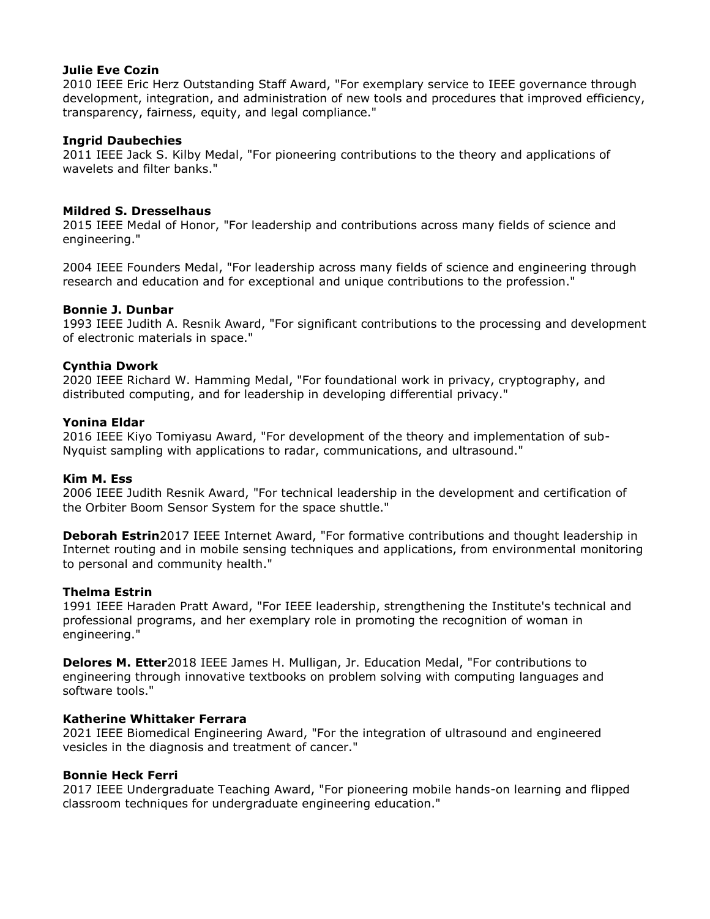**Julie Eve Cozin**
2010 IEEE Eric Herz Outstanding Staff Award, "For exemplary service to IEEE governance through development, integration, and administration of new tools and procedures that improved efficiency, transparency, fairness, equity, and legal compliance."

**Ingrid Daubechies**
2011 IEEE Jack S. Kilby Medal, "For pioneering contributions to the theory and applications of wavelets and filter banks."

**Mildred S. Dresselhaus**
2015 IEEE Medal of Honor, "For leadership and contributions across many fields of science and engineering."

2004 IEEE Founders Medal, "For leadership across many fields of science and engineering through research and education and for exceptional and unique contributions to the profession."

**Bonnie J. Dunbar**
1993 IEEE Judith A. Resnik Award, "For significant contributions to the processing and development of electronic materials in space."

**Cynthia Dwork**
2020 IEEE Richard W. Hamming Medal, "For foundational work in privacy, cryptography, and distributed computing, and for leadership in developing differential privacy."

**Yonina Eldar**
2016 IEEE Kiyo Tomiyasu Award, "For development of the theory and implementation of sub-Nyquist sampling with applications to radar, communications, and ultrasound."

**Kim M. Ess**
2006 IEEE Judith Resnik Award, "For technical leadership in the development and certification of the Orbiter Boom Sensor System for the space shuttle."

**Deborah Estrin**2017 IEEE Internet Award, "For formative contributions and thought leadership in Internet routing and in mobile sensing techniques and applications, from environmental monitoring to personal and community health."

**Thelma Estrin**
1991 IEEE Haraden Pratt Award, "For IEEE leadership, strengthening the Institute's technical and professional programs, and her exemplary role in promoting the recognition of woman in engineering."

**Delores M. Etter**2018 IEEE James H. Mulligan, Jr. Education Medal, "For contributions to engineering through innovative textbooks on problem solving with computing languages and software tools."

**Katherine Whittaker Ferrara**
2021 IEEE Biomedical Engineering Award, "For the integration of ultrasound and engineered vesicles in the diagnosis and treatment of cancer."

**Bonnie Heck Ferri**
2017 IEEE Undergraduate Teaching Award, "For pioneering mobile hands-on learning and flipped classroom techniques for undergraduate engineering education."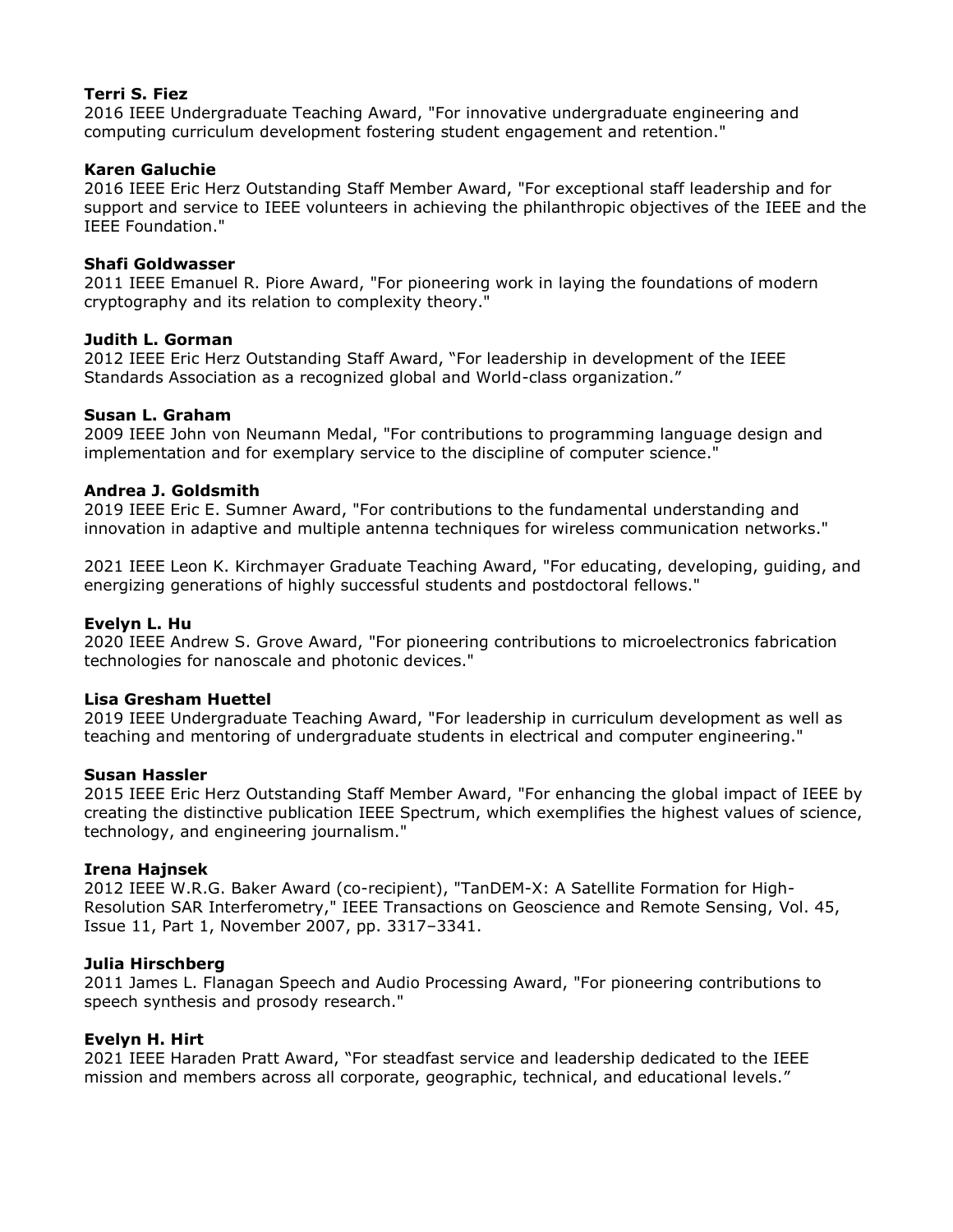**Terri S. Fiez**
2016 IEEE Undergraduate Teaching Award, "For innovative undergraduate engineering and computing curriculum development fostering student engagement and retention."

**Karen Galuchie**
2016 IEEE Eric Herz Outstanding Staff Member Award, "For exceptional staff leadership and for support and service to IEEE volunteers in achieving the philanthropic objectives of the IEEE and the IEEE Foundation."

**Shafi Goldwasser**
2011 IEEE Emanuel R. Piore Award, "For pioneering work in laying the foundations of modern cryptography and its relation to complexity theory."

**Judith L. Gorman**
2012 IEEE Eric Herz Outstanding Staff Award, "For leadership in development of the IEEE Standards Association as a recognized global and World-class organization."

**Susan L. Graham**
2009 IEEE John von Neumann Medal, "For contributions to programming language design and implementation and for exemplary service to the discipline of computer science."

**Andrea J. Goldsmith**
2019 IEEE Eric E. Sumner Award, "For contributions to the fundamental understanding and innovation in adaptive and multiple antenna techniques for wireless communication networks."

2021 IEEE Leon K. Kirchmayer Graduate Teaching Award, "For educating, developing, guiding, and energizing generations of highly successful students and postdoctoral fellows."

**Evelyn L. Hu**
2020 IEEE Andrew S. Grove Award, "For pioneering contributions to microelectronics fabrication technologies for nanoscale and photonic devices."

**Lisa Gresham Huettel**
2019 IEEE Undergraduate Teaching Award, "For leadership in curriculum development as well as teaching and mentoring of undergraduate students in electrical and computer engineering."

**Susan Hassler**
2015 IEEE Eric Herz Outstanding Staff Member Award, "For enhancing the global impact of IEEE by creating the distinctive publication IEEE Spectrum, which exemplifies the highest values of science, technology, and engineering journalism."

**Irena Hajnsek**
2012 IEEE W.R.G. Baker Award (co-recipient), "TanDEM-X: A Satellite Formation for High-Resolution SAR Interferometry," IEEE Transactions on Geoscience and Remote Sensing, Vol. 45, Issue 11, Part 1, November 2007, pp. 3317–3341.

**Julia Hirschberg**
2011 James L. Flanagan Speech and Audio Processing Award, "For pioneering contributions to speech synthesis and prosody research."

**Evelyn H. Hirt**
2021 IEEE Haraden Pratt Award, "For steadfast service and leadership dedicated to the IEEE mission and members across all corporate, geographic, technical, and educational levels."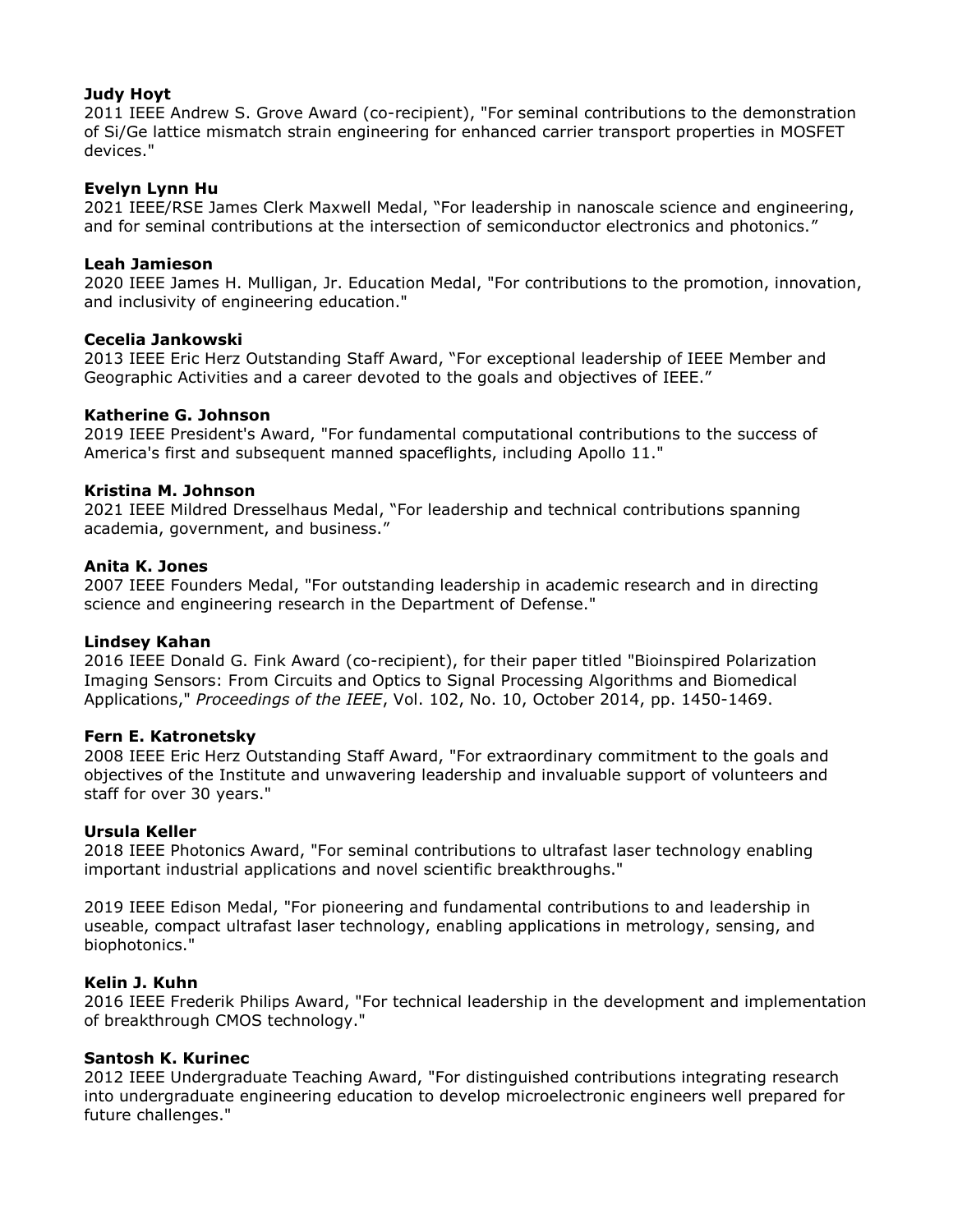**Judy Hoyt**
2011 IEEE Andrew S. Grove Award (co-recipient), "For seminal contributions to the demonstration of Si/Ge lattice mismatch strain engineering for enhanced carrier transport properties in MOSFET devices."

**Evelyn Lynn Hu**
2021 IEEE/RSE James Clerk Maxwell Medal, "For leadership in nanoscale science and engineering, and for seminal contributions at the intersection of semiconductor electronics and photonics."

**Leah Jamieson**
2020 IEEE James H. Mulligan, Jr. Education Medal, "For contributions to the promotion, innovation, and inclusivity of engineering education."

**Cecelia Jankowski**
2013 IEEE Eric Herz Outstanding Staff Award, "For exceptional leadership of IEEE Member and Geographic Activities and a career devoted to the goals and objectives of IEEE."

**Katherine G. Johnson**
2019 IEEE President's Award, "For fundamental computational contributions to the success of America's first and subsequent manned spaceflights, including Apollo 11."

**Kristina M. Johnson**
2021 IEEE Mildred Dresselhaus Medal, "For leadership and technical contributions spanning academia, government, and business."

**Anita K. Jones**
2007 IEEE Founders Medal, "For outstanding leadership in academic research and in directing science and engineering research in the Department of Defense."

**Lindsey Kahan**
2016 IEEE Donald G. Fink Award (co-recipient), for their paper titled "Bioinspired Polarization Imaging Sensors: From Circuits and Optics to Signal Processing Algorithms and Biomedical Applications," *Proceedings of the IEEE*, Vol. 102, No. 10, October 2014, pp. 1450-1469.

**Fern E. Katronetsky**
2008 IEEE Eric Herz Outstanding Staff Award, "For extraordinary commitment to the goals and objectives of the Institute and unwavering leadership and invaluable support of volunteers and staff for over 30 years."

**Ursula Keller**
2018 IEEE Photonics Award, "For seminal contributions to ultrafast laser technology enabling important industrial applications and novel scientific breakthroughs."

2019 IEEE Edison Medal, "For pioneering and fundamental contributions to and leadership in useable, compact ultrafast laser technology, enabling applications in metrology, sensing, and biophotonics."

**Kelin J. Kuhn**
2016 IEEE Frederik Philips Award, "For technical leadership in the development and implementation of breakthrough CMOS technology."

**Santosh K. Kurinec**
2012 IEEE Undergraduate Teaching Award, "For distinguished contributions integrating research into undergraduate engineering education to develop microelectronic engineers well prepared for future challenges."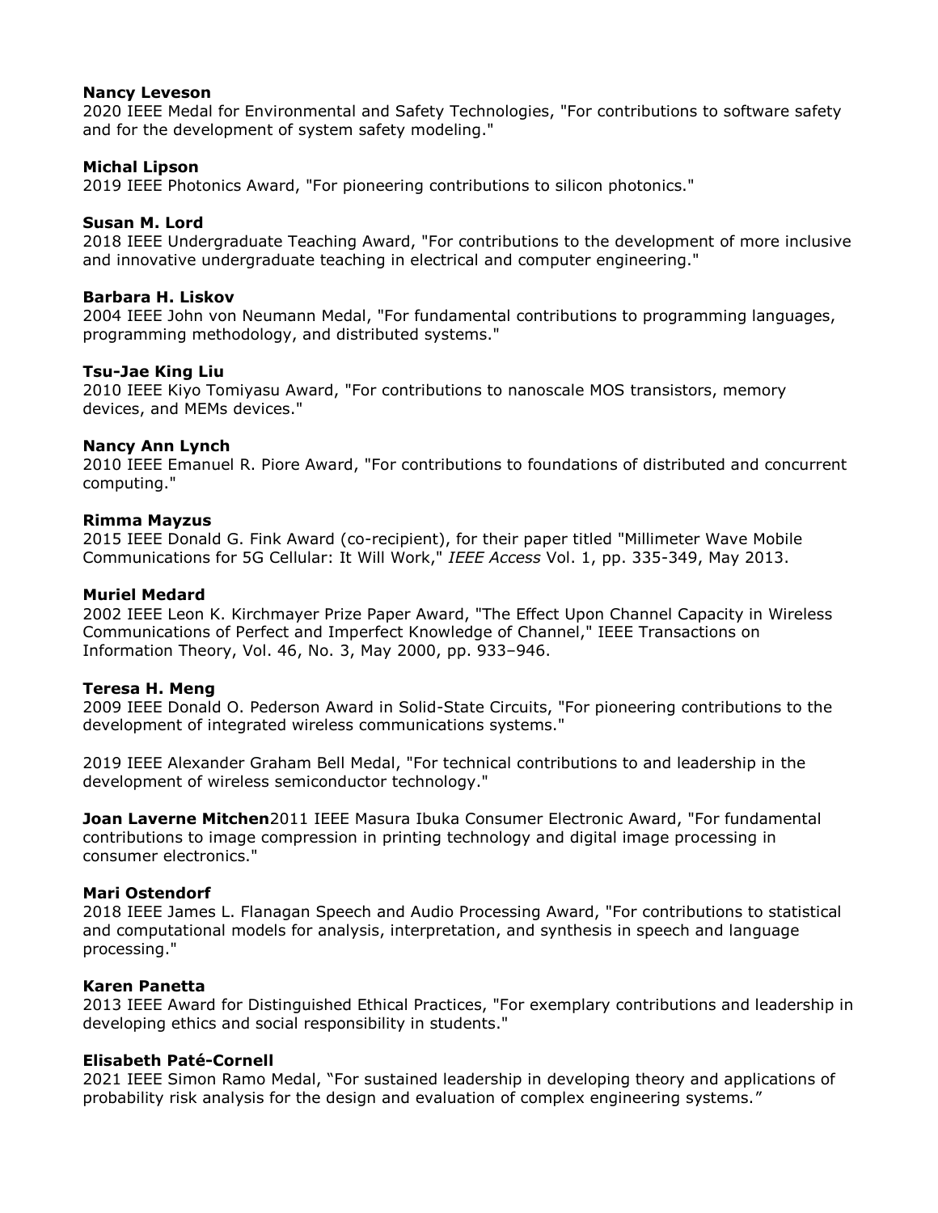**Nancy Leveson**
2020 IEEE Medal for Environmental and Safety Technologies, "For contributions to software safety and for the development of system safety modeling."

**Michal Lipson**
2019 IEEE Photonics Award, "For pioneering contributions to silicon photonics."

**Susan M. Lord**
2018 IEEE Undergraduate Teaching Award, "For contributions to the development of more inclusive and innovative undergraduate teaching in electrical and computer engineering."

**Barbara H. Liskov**
2004 IEEE John von Neumann Medal, "For fundamental contributions to programming languages, programming methodology, and distributed systems."

**Tsu-Jae King Liu**
2010 IEEE Kiyo Tomiyasu Award, "For contributions to nanoscale MOS transistors, memory devices, and MEMs devices."

**Nancy Ann Lynch**
2010 IEEE Emanuel R. Piore Award, "For contributions to foundations of distributed and concurrent computing."

**Rimma Mayzus**
2015 IEEE Donald G. Fink Award (co-recipient), for their paper titled "Millimeter Wave Mobile Communications for 5G Cellular: It Will Work," *IEEE Access* Vol. 1, pp. 335-349, May 2013.

**Muriel Medard**
2002 IEEE Leon K. Kirchmayer Prize Paper Award, "The Effect Upon Channel Capacity in Wireless Communications of Perfect and Imperfect Knowledge of Channel," IEEE Transactions on Information Theory, Vol. 46, No. 3, May 2000, pp. 933–946.

**Teresa H. Meng**
2009 IEEE Donald O. Pederson Award in Solid-State Circuits, "For pioneering contributions to the development of integrated wireless communications systems."

2019 IEEE Alexander Graham Bell Medal, "For technical contributions to and leadership in the development of wireless semiconductor technology."

**Joan Laverne Mitchen**2011 IEEE Masura Ibuka Consumer Electronic Award, "For fundamental contributions to image compression in printing technology and digital image processing in consumer electronics."

**Mari Ostendorf**
2018 IEEE James L. Flanagan Speech and Audio Processing Award, "For contributions to statistical and computational models for analysis, interpretation, and synthesis in speech and language processing."

**Karen Panetta**
2013 IEEE Award for Distinguished Ethical Practices, "For exemplary contributions and leadership in developing ethics and social responsibility in students."

**Elisabeth Paté-Cornell**
2021 IEEE Simon Ramo Medal, "For sustained leadership in developing theory and applications of probability risk analysis for the design and evaluation of complex engineering systems."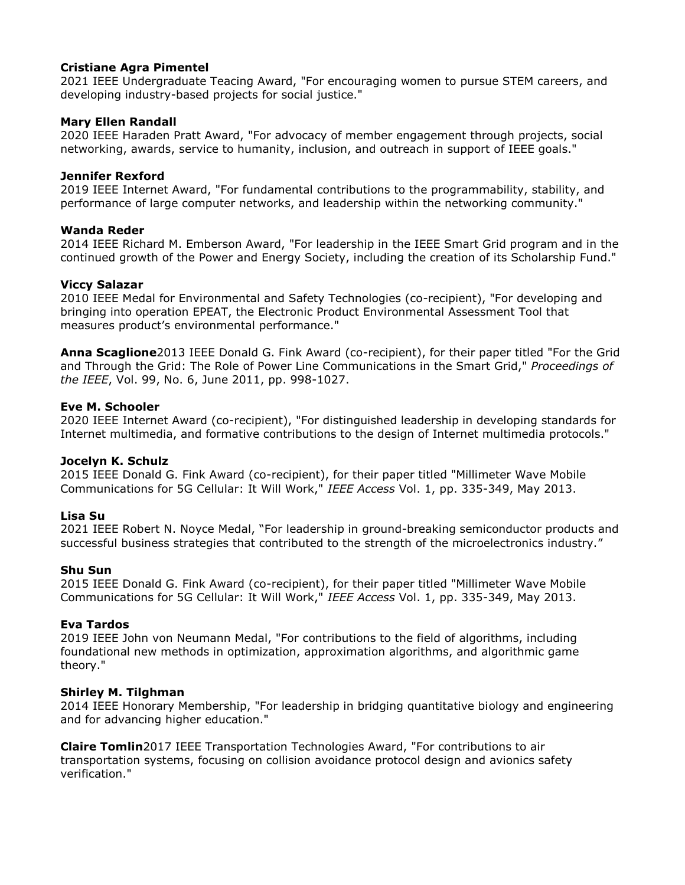**Cristiane Agra Pimentel**
2021 IEEE Undergraduate Teacing Award, "For encouraging women to pursue STEM careers, and developing industry-based projects for social justice."

**Mary Ellen Randall**
2020 IEEE Haraden Pratt Award, "For advocacy of member engagement through projects, social networking, awards, service to humanity, inclusion, and outreach in support of IEEE goals."

**Jennifer Rexford**
2019 IEEE Internet Award, "For fundamental contributions to the programmability, stability, and performance of large computer networks, and leadership within the networking community."

**Wanda Reder**
2014 IEEE Richard M. Emberson Award, "For leadership in the IEEE Smart Grid program and in the continued growth of the Power and Energy Society, including the creation of its Scholarship Fund."

**Viccy Salazar**
2010 IEEE Medal for Environmental and Safety Technologies (co-recipient), "For developing and bringing into operation EPEAT, the Electronic Product Environmental Assessment Tool that measures product's environmental performance."

**Anna Scaglione**2013 IEEE Donald G. Fink Award (co-recipient), for their paper titled "For the Grid and Through the Grid: The Role of Power Line Communications in the Smart Grid," *Proceedings of the IEEE*, Vol. 99, No. 6, June 2011, pp. 998-1027.

**Eve M. Schooler**
2020 IEEE Internet Award (co-recipient), "For distinguished leadership in developing standards for Internet multimedia, and formative contributions to the design of Internet multimedia protocols."

**Jocelyn K. Schulz**
2015 IEEE Donald G. Fink Award (co-recipient), for their paper titled "Millimeter Wave Mobile Communications for 5G Cellular: It Will Work," *IEEE Access* Vol. 1, pp. 335-349, May 2013.

**Lisa Su**
2021 IEEE Robert N. Noyce Medal, "For leadership in ground-breaking semiconductor products and successful business strategies that contributed to the strength of the microelectronics industry."

**Shu Sun**
2015 IEEE Donald G. Fink Award (co-recipient), for their paper titled "Millimeter Wave Mobile Communications for 5G Cellular: It Will Work," *IEEE Access* Vol. 1, pp. 335-349, May 2013.

**Eva Tardos**
2019 IEEE John von Neumann Medal, "For contributions to the field of algorithms, including foundational new methods in optimization, approximation algorithms, and algorithmic game theory."

**Shirley M. Tilghman**
2014 IEEE Honorary Membership, "For leadership in bridging quantitative biology and engineering and for advancing higher education."

**Claire Tomlin**2017 IEEE Transportation Technologies Award, "For contributions to air transportation systems, focusing on collision avoidance protocol design and avionics safety verification."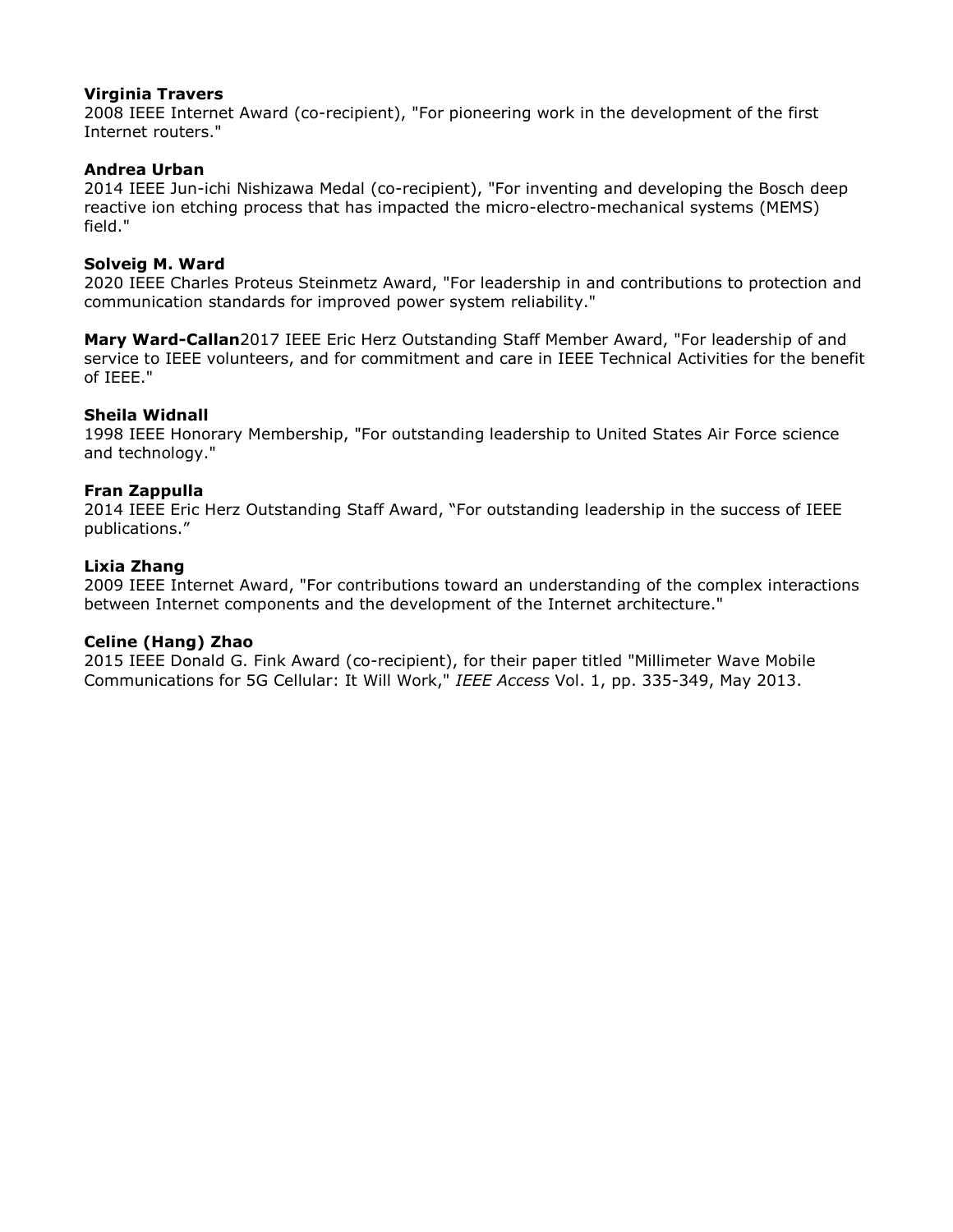**Virginia Travers**
2008 IEEE Internet Award (co-recipient), "For pioneering work in the development of the first Internet routers."

**Andrea Urban**
2014 IEEE Jun-ichi Nishizawa Medal (co-recipient), "For inventing and developing the Bosch deep reactive ion etching process that has impacted the micro-electro-mechanical systems (MEMS) field."

**Solveig M. Ward**
2020 IEEE Charles Proteus Steinmetz Award, "For leadership in and contributions to protection and communication standards for improved power system reliability."

**Mary Ward-Callan**2017 IEEE Eric Herz Outstanding Staff Member Award, "For leadership of and service to IEEE volunteers, and for commitment and care in IEEE Technical Activities for the benefit of IEEE."

**Sheila Widnall**
1998 IEEE Honorary Membership, "For outstanding leadership to United States Air Force science and technology."

**Fran Zappulla**
2014 IEEE Eric Herz Outstanding Staff Award, "For outstanding leadership in the success of IEEE publications."

**Lixia Zhang**
2009 IEEE Internet Award, "For contributions toward an understanding of the complex interactions between Internet components and the development of the Internet architecture."

**Celine (Hang) Zhao**
2015 IEEE Donald G. Fink Award (co-recipient), for their paper titled "Millimeter Wave Mobile Communications for 5G Cellular: It Will Work," *IEEE Access* Vol. 1, pp. 335-349, May 2013.